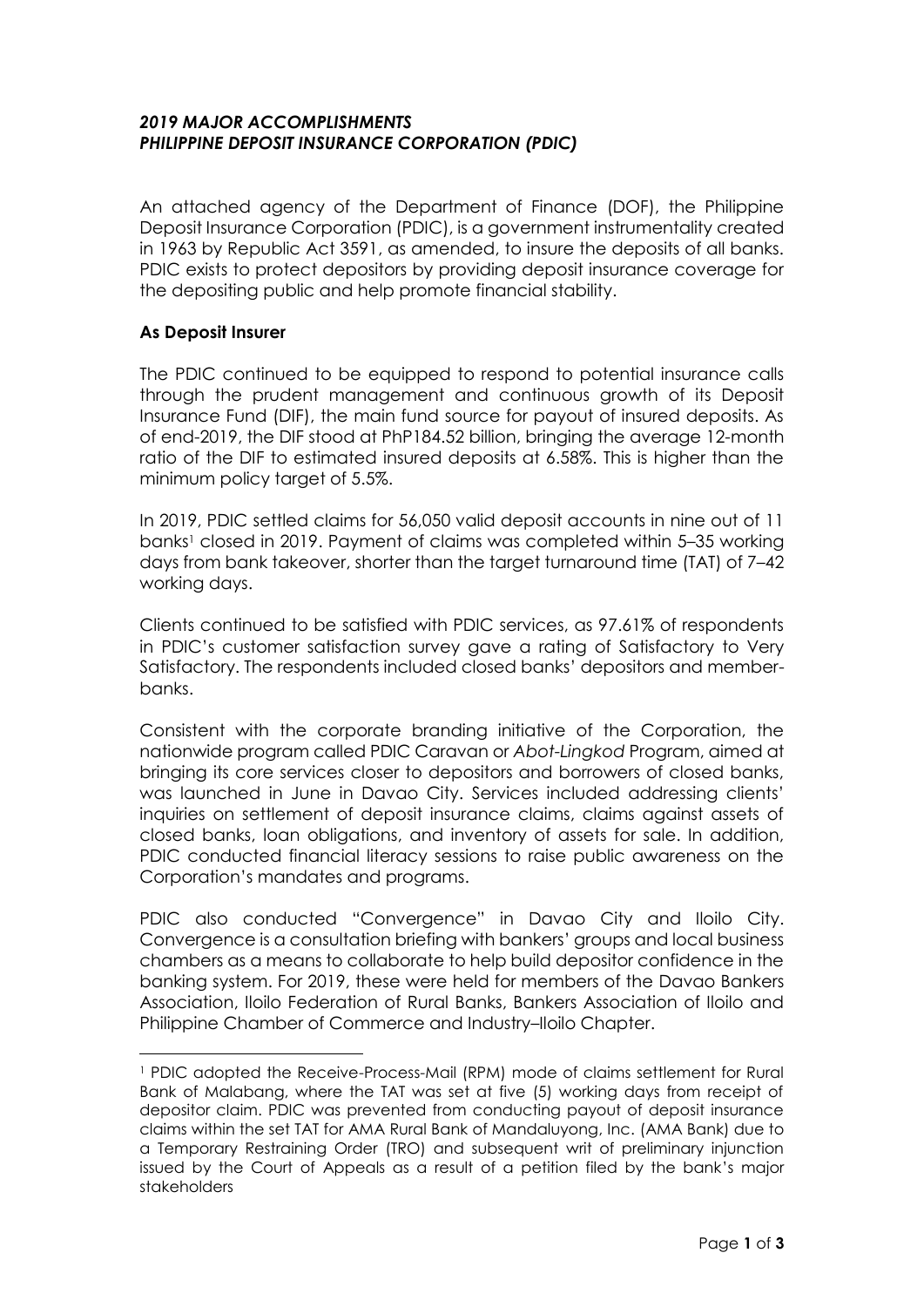***2019 MAJOR ACCOMPLISHMENTS***
***PHILIPPINE DEPOSIT INSURANCE CORPORATION (PDIC)***

An attached agency of the Department of Finance (DOF), the Philippine Deposit Insurance Corporation (PDIC), is a government instrumentality created in 1963 by Republic Act 3591, as amended, to insure the deposits of all banks. PDIC exists to protect depositors by providing deposit insurance coverage for the depositing public and help promote financial stability.

## As Deposit Insurer

The PDIC continued to be equipped to respond to potential insurance calls through the prudent management and continuous growth of its Deposit Insurance Fund (DIF), the main fund source for payout of insured deposits. As of end-2019, the DIF stood at PhP184.52 billion, bringing the average 12-month ratio of the DIF to estimated insured deposits at 6.58%. This is higher than the minimum policy target of 5.5%.

In 2019, PDIC settled claims for 56,050 valid deposit accounts in nine out of 11 banks[1] closed in 2019. Payment of claims was completed within 5–35 working days from bank takeover, shorter than the target turnaround time (TAT) of 7–42 working days.

Clients continued to be satisfied with PDIC services, as 97.61% of respondents in PDIC's customer satisfaction survey gave a rating of Satisfactory to Very Satisfactory. The respondents included closed banks' depositors and member-banks.

Consistent with the corporate branding initiative of the Corporation, the nationwide program called PDIC Caravan or *Abot-Lingkod* Program, aimed at bringing its core services closer to depositors and borrowers of closed banks, was launched in June in Davao City. Services included addressing clients' inquiries on settlement of deposit insurance claims, claims against assets of closed banks, loan obligations, and inventory of assets for sale. In addition, PDIC conducted financial literacy sessions to raise public awareness on the Corporation's mandates and programs.

PDIC also conducted "Convergence" in Davao City and Iloilo City. Convergence is a consultation briefing with bankers' groups and local business chambers as a means to collaborate to help build depositor confidence in the banking system. For 2019, these were held for members of the Davao Bankers Association, Iloilo Federation of Rural Banks, Bankers Association of Iloilo and Philippine Chamber of Commerce and Industry–Iloilo Chapter.

---

[1] PDIC adopted the Receive-Process-Mail (RPM) mode of claims settlement for Rural Bank of Malabang, where the TAT was set at five (5) working days from receipt of depositor claim. PDIC was prevented from conducting payout of deposit insurance claims within the set TAT for AMA Rural Bank of Mandaluyong, Inc. (AMA Bank) due to a Temporary Restraining Order (TRO) and subsequent writ of preliminary injunction issued by the Court of Appeals as a result of a petition filed by the bank's major stakeholders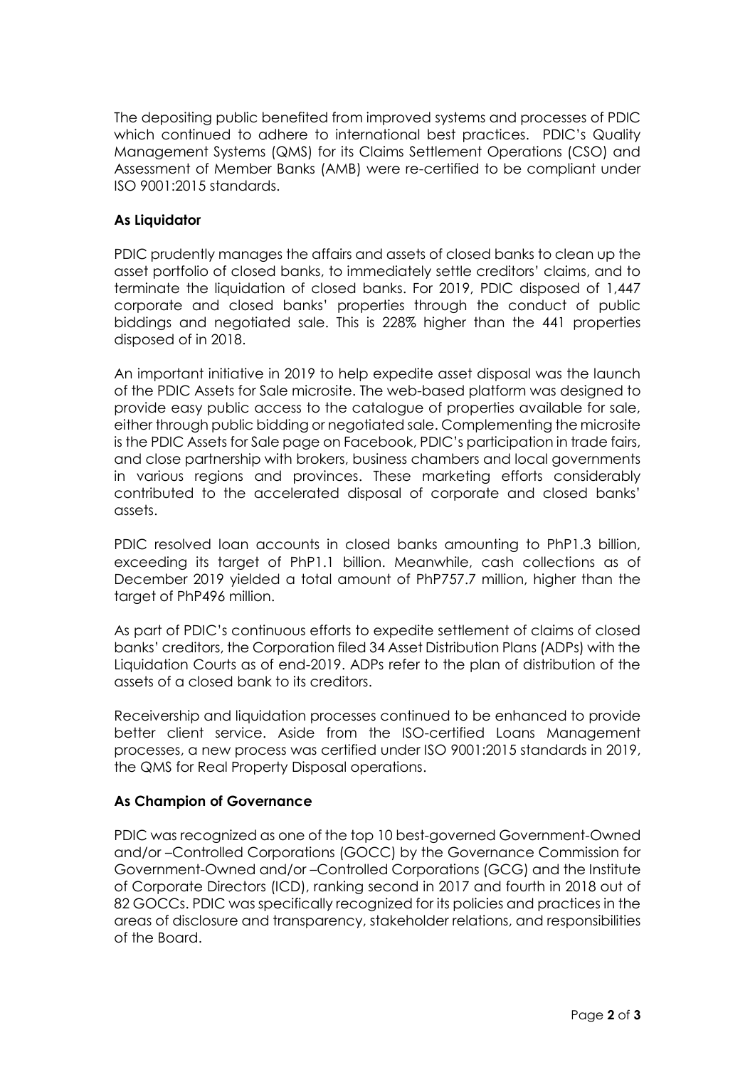The depositing public benefited from improved systems and processes of PDIC which continued to adhere to international best practices. PDIC's Quality Management Systems (QMS) for its Claims Settlement Operations (CSO) and Assessment of Member Banks (AMB) were re-certified to be compliant under ISO 9001:2015 standards.

**As Liquidator**

PDIC prudently manages the affairs and assets of closed banks to clean up the asset portfolio of closed banks, to immediately settle creditors' claims, and to terminate the liquidation of closed banks. For 2019, PDIC disposed of 1,447 corporate and closed banks' properties through the conduct of public biddings and negotiated sale. This is 228% higher than the 441 properties disposed of in 2018.

An important initiative in 2019 to help expedite asset disposal was the launch of the PDIC Assets for Sale microsite. The web-based platform was designed to provide easy public access to the catalogue of properties available for sale, either through public bidding or negotiated sale. Complementing the microsite is the PDIC Assets for Sale page on Facebook, PDIC's participation in trade fairs, and close partnership with brokers, business chambers and local governments in various regions and provinces. These marketing efforts considerably contributed to the accelerated disposal of corporate and closed banks' assets.

PDIC resolved loan accounts in closed banks amounting to PhP1.3 billion, exceeding its target of PhP1.1 billion. Meanwhile, cash collections as of December 2019 yielded a total amount of PhP757.7 million, higher than the target of PhP496 million.

As part of PDIC's continuous efforts to expedite settlement of claims of closed banks' creditors, the Corporation filed 34 Asset Distribution Plans (ADPs) with the Liquidation Courts as of end-2019. ADPs refer to the plan of distribution of the assets of a closed bank to its creditors.

Receivership and liquidation processes continued to be enhanced to provide better client service. Aside from the ISO-certified Loans Management processes, a new process was certified under ISO 9001:2015 standards in 2019, the QMS for Real Property Disposal operations.

**As Champion of Governance**

PDIC was recognized as one of the top 10 best-governed Government-Owned and/or –Controlled Corporations (GOCC) by the Governance Commission for Government-Owned and/or –Controlled Corporations (GCG) and the Institute of Corporate Directors (ICD), ranking second in 2017 and fourth in 2018 out of 82 GOCCs. PDIC was specifically recognized for its policies and practices in the areas of disclosure and transparency, stakeholder relations, and responsibilities of the Board.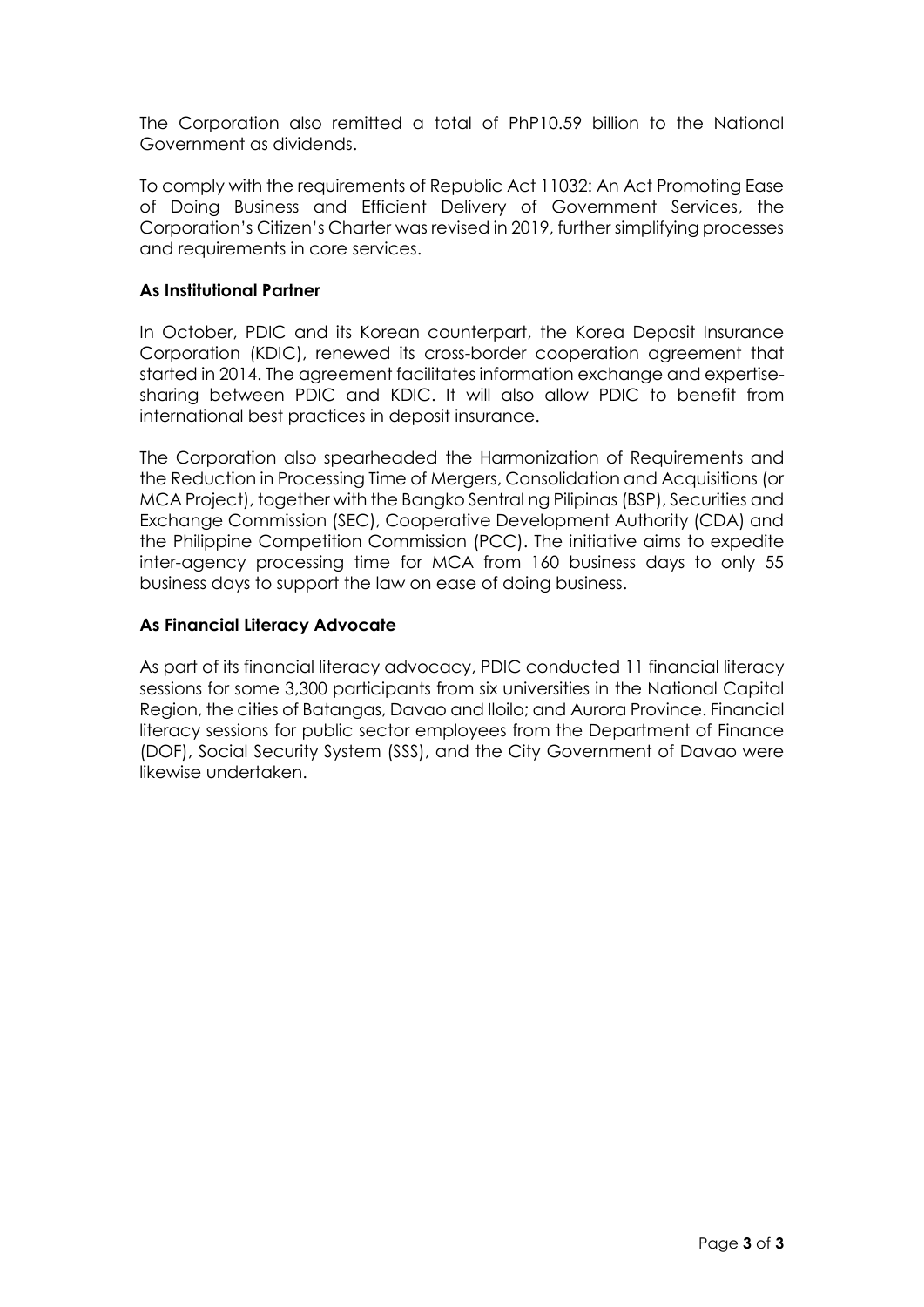The Corporation also remitted a total of PhP10.59 billion to the National Government as dividends.

To comply with the requirements of Republic Act 11032: An Act Promoting Ease of Doing Business and Efficient Delivery of Government Services, the Corporation's Citizen's Charter was revised in 2019, further simplifying processes and requirements in core services.

**As Institutional Partner**

In October, PDIC and its Korean counterpart, the Korea Deposit Insurance Corporation (KDIC), renewed its cross-border cooperation agreement that started in 2014. The agreement facilitates information exchange and expertise-sharing between PDIC and KDIC. It will also allow PDIC to benefit from international best practices in deposit insurance.

The Corporation also spearheaded the Harmonization of Requirements and the Reduction in Processing Time of Mergers, Consolidation and Acquisitions (or MCA Project), together with the Bangko Sentral ng Pilipinas (BSP), Securities and Exchange Commission (SEC), Cooperative Development Authority (CDA) and the Philippine Competition Commission (PCC). The initiative aims to expedite inter-agency processing time for MCA from 160 business days to only 55 business days to support the law on ease of doing business.

**As Financial Literacy Advocate**

As part of its financial literacy advocacy, PDIC conducted 11 financial literacy sessions for some 3,300 participants from six universities in the National Capital Region, the cities of Batangas, Davao and Iloilo; and Aurora Province. Financial literacy sessions for public sector employees from the Department of Finance (DOF), Social Security System (SSS), and the City Government of Davao were likewise undertaken.